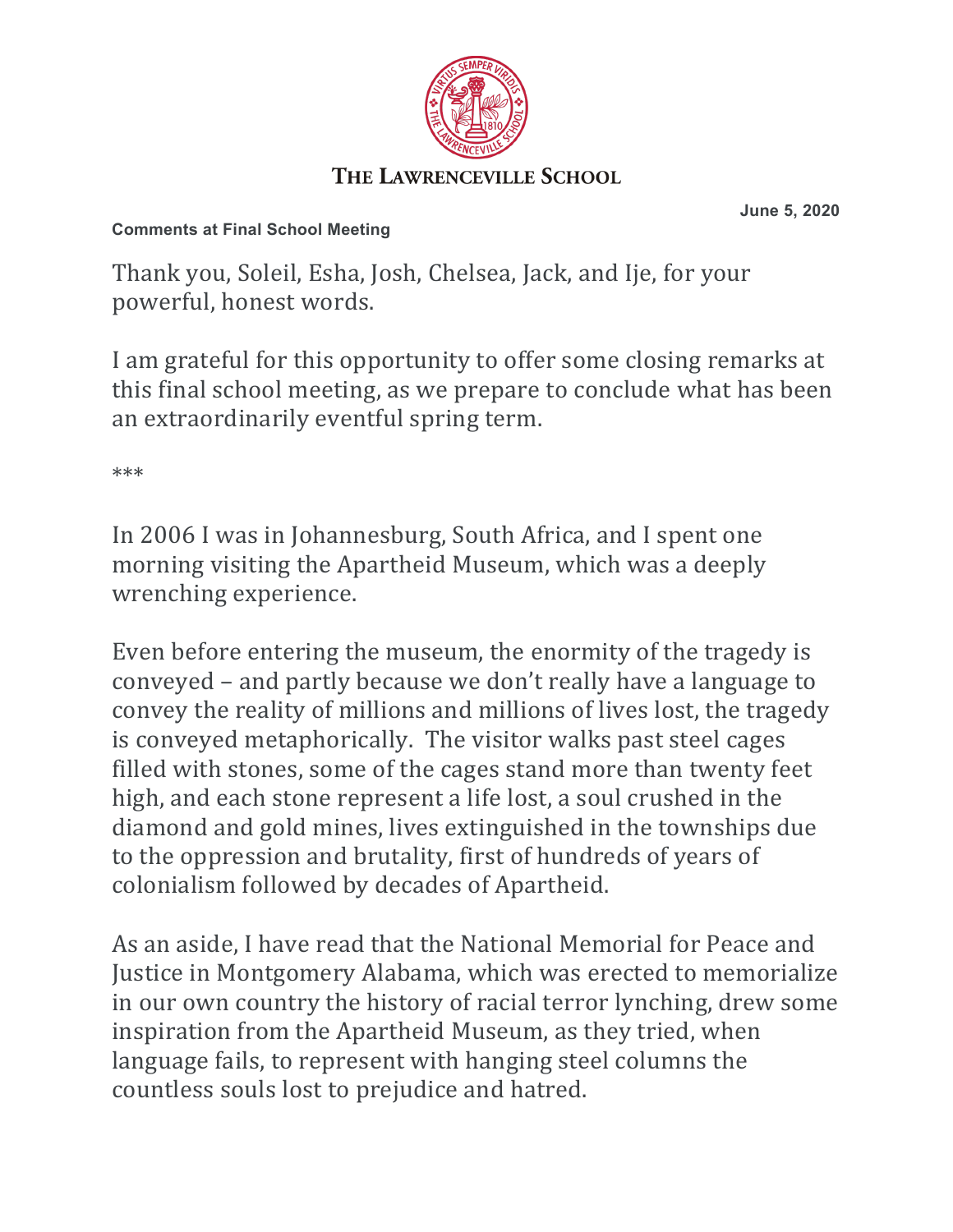# The Lawrenceville School

**June 5, 2020**

**Comments at Final School Meeting**

Thank you, Soleil, Esha, Josh, Chelsea, Jack, and Ije, for your powerful, honest words.

I am grateful for this opportunity to offer some closing remarks at this final school meeting, as we prepare to conclude what has been an extraordinarily eventful spring term.

***

In 2006 I was in Johannesburg, South Africa, and I spent one morning visiting the Apartheid Museum, which was a deeply wrenching experience.

Even before entering the museum, the enormity of the tragedy is conveyed – and partly because we don't really have a language to convey the reality of millions and millions of lives lost, the tragedy is conveyed metaphorically. The visitor walks past steel cages filled with stones, some of the cages stand more than twenty feet high, and each stone represent a life lost, a soul crushed in the diamond and gold mines, lives extinguished in the townships due to the oppression and brutality, first of hundreds of years of colonialism followed by decades of Apartheid.

As an aside, I have read that the National Memorial for Peace and Justice in Montgomery Alabama, which was erected to memorialize in our own country the history of racial terror lynching, drew some inspiration from the Apartheid Museum, as they tried, when language fails, to represent with hanging steel columns the countless souls lost to prejudice and hatred.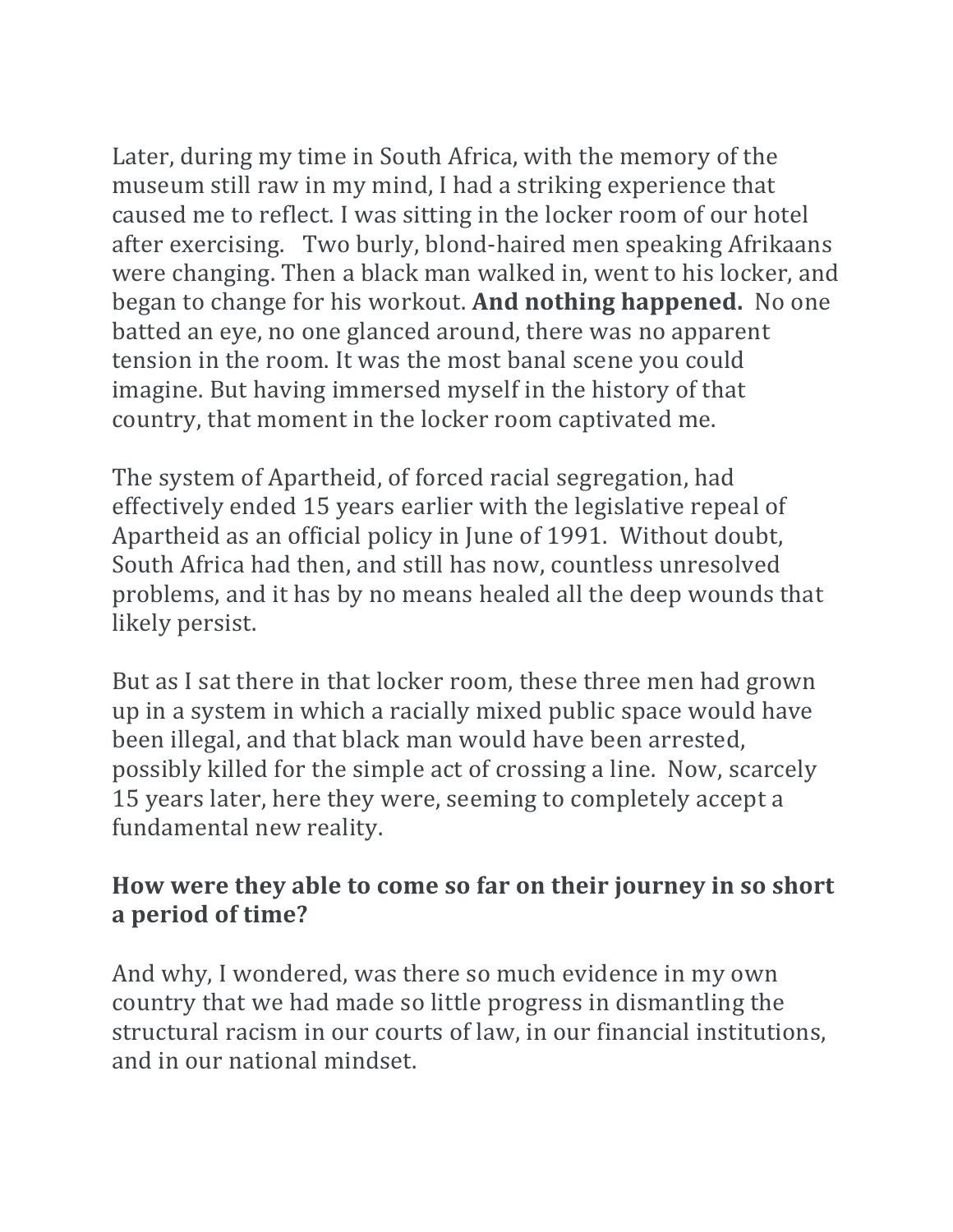Later, during my time in South Africa, with the memory of the museum still raw in my mind, I had a striking experience that caused me to reflect. I was sitting in the locker room of our hotel after exercising. Two burly, blond-haired men speaking Afrikaans were changing. Then a black man walked in, went to his locker, and began to change for his workout. **And nothing happened.** No one batted an eye, no one glanced around, there was no apparent tension in the room. It was the most banal scene you could imagine. But having immersed myself in the history of that country, that moment in the locker room captivated me.

The system of Apartheid, of forced racial segregation, had effectively ended 15 years earlier with the legislative repeal of Apartheid as an official policy in June of 1991. Without doubt, South Africa had then, and still has now, countless unresolved problems, and it has by no means healed all the deep wounds that likely persist.

But as I sat there in that locker room, these three men had grown up in a system in which a racially mixed public space would have been illegal, and that black man would have been arrested, possibly killed for the simple act of crossing a line. Now, scarcely 15 years later, here they were, seeming to completely accept a fundamental new reality.

**How were they able to come so far on their journey in so short a period of time?**

And why, I wondered, was there so much evidence in my own country that we had made so little progress in dismantling the structural racism in our courts of law, in our financial institutions, and in our national mindset.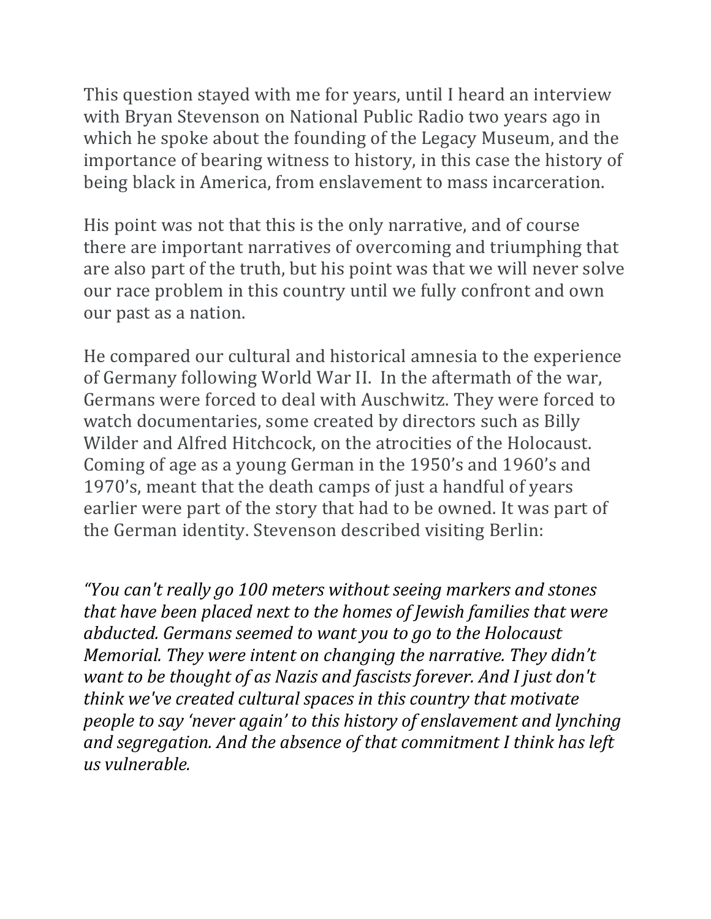This question stayed with me for years, until I heard an interview with Bryan Stevenson on National Public Radio two years ago in which he spoke about the founding of the Legacy Museum, and the importance of bearing witness to history, in this case the history of being black in America, from enslavement to mass incarceration.

His point was not that this is the only narrative, and of course there are important narratives of overcoming and triumphing that are also part of the truth, but his point was that we will never solve our race problem in this country until we fully confront and own our past as a nation.

He compared our cultural and historical amnesia to the experience of Germany following World War II. In the aftermath of the war, Germans were forced to deal with Auschwitz. They were forced to watch documentaries, some created by directors such as Billy Wilder and Alfred Hitchcock, on the atrocities of the Holocaust. Coming of age as a young German in the 1950's and 1960's and 1970's, meant that the death camps of just a handful of years earlier were part of the story that had to be owned. It was part of the German identity. Stevenson described visiting Berlin:

*"You can't really go 100 meters without seeing markers and stones that have been placed next to the homes of Jewish families that were abducted. Germans seemed to want you to go to the Holocaust Memorial. They were intent on changing the narrative. They didn't want to be thought of as Nazis and fascists forever. And I just don't think we've created cultural spaces in this country that motivate people to say 'never again' to this history of enslavement and lynching and segregation. And the absence of that commitment I think has left us vulnerable.*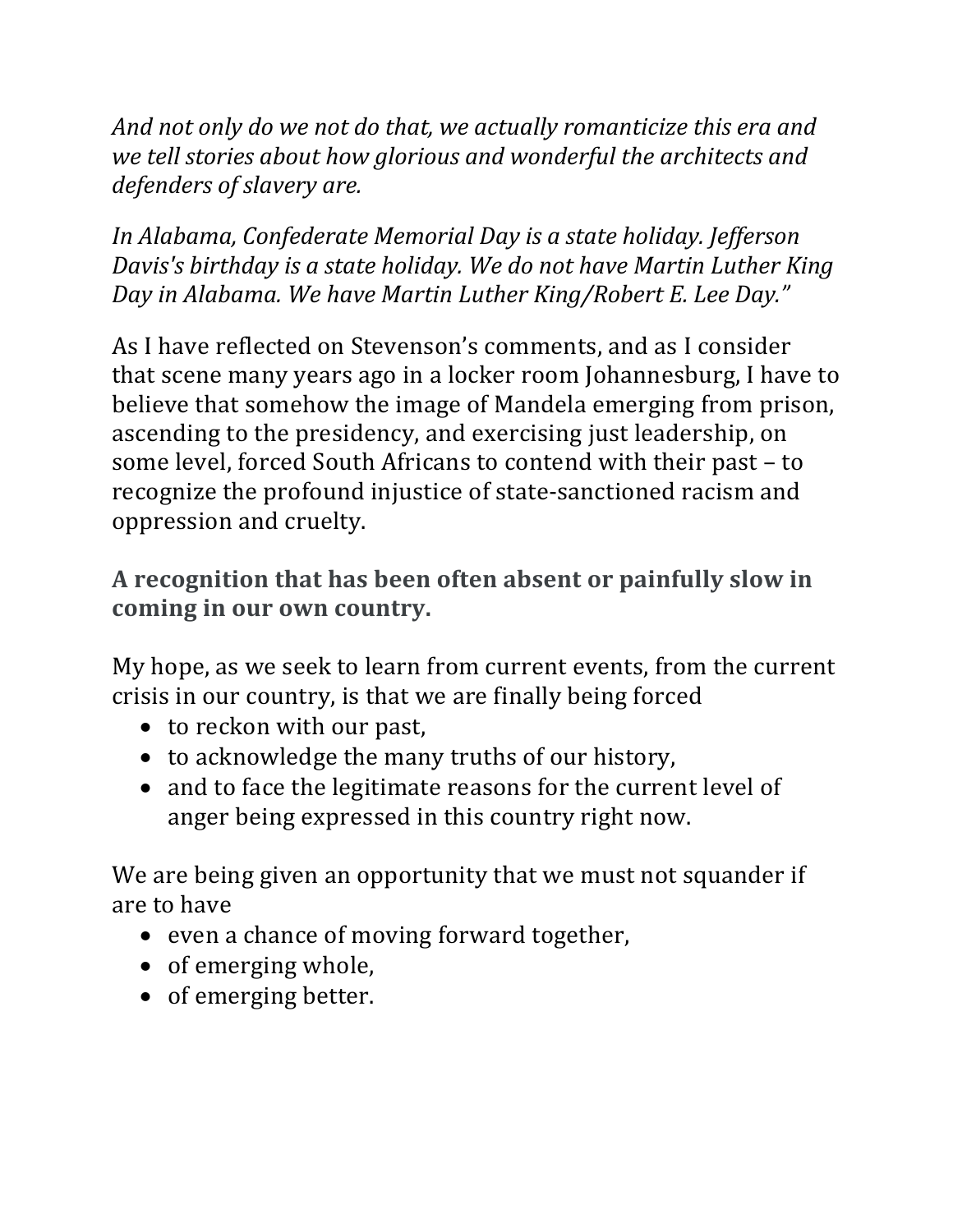*And not only do we not do that, we actually romanticize this era and we tell stories about how glorious and wonderful the architects and defenders of slavery are.*

*In Alabama, Confederate Memorial Day is a state holiday. Jefferson Davis's birthday is a state holiday. We do not have Martin Luther King Day in Alabama. We have Martin Luther King/Robert E. Lee Day."*

As I have reflected on Stevenson's comments, and as I consider that scene many years ago in a locker room Johannesburg, I have to believe that somehow the image of Mandela emerging from prison, ascending to the presidency, and exercising just leadership, on some level, forced South Africans to contend with their past – to recognize the profound injustice of state-sanctioned racism and oppression and cruelty.

**A recognition that has been often absent or painfully slow in coming in our own country.**

My hope, as we seek to learn from current events, from the current crisis in our country, is that we are finally being forced

- to reckon with our past,
- to acknowledge the many truths of our history,
- and to face the legitimate reasons for the current level of anger being expressed in this country right now.

We are being given an opportunity that we must not squander if are to have

- even a chance of moving forward together,
- of emerging whole,
- of emerging better.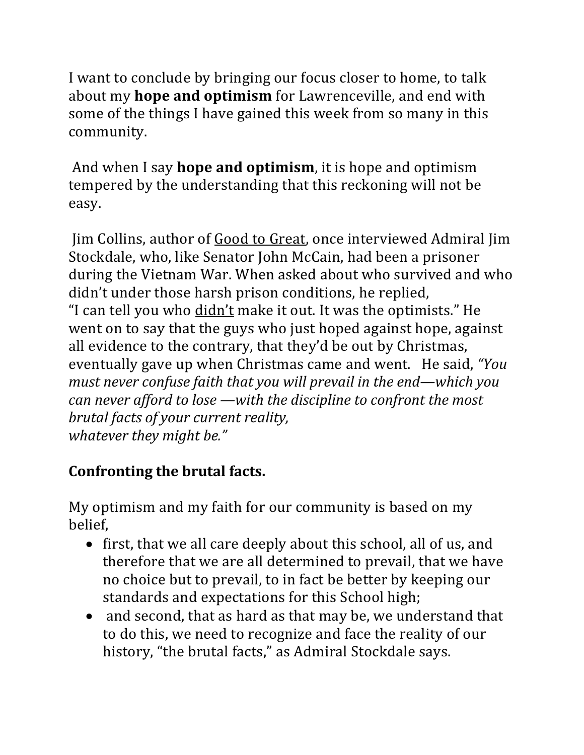I want to conclude by bringing our focus closer to home, to talk about my **hope and optimism** for Lawrenceville, and end with some of the things I have gained this week from so many in this community.

And when I say **hope and optimism**, it is hope and optimism tempered by the understanding that this reckoning will not be easy.

Jim Collins, author of <u>Good to Great</u>, once interviewed Admiral Jim Stockdale, who, like Senator John McCain, had been a prisoner during the Vietnam War. When asked about who survived and who didn't under those harsh prison conditions, he replied,
"I can tell you who <u>didn't</u> make it out. It was the optimists." He went on to say that the guys who just hoped against hope, against all evidence to the contrary, that they'd be out by Christmas, eventually gave up when Christmas came and went. He said, *"You must never confuse faith that you will prevail in the end—which you can never afford to lose —with the discipline to confront the most brutal facts of your current reality,
whatever they might be."*

**Confronting the brutal facts.**

My optimism and my faith for our community is based on my belief,

- first, that we all care deeply about this school, all of us, and therefore that we are all <u>determined to prevail</u>, that we have no choice but to prevail, to in fact be better by keeping our standards and expectations for this School high;
- and second, that as hard as that may be, we understand that to do this, we need to recognize and face the reality of our history, "the brutal facts," as Admiral Stockdale says.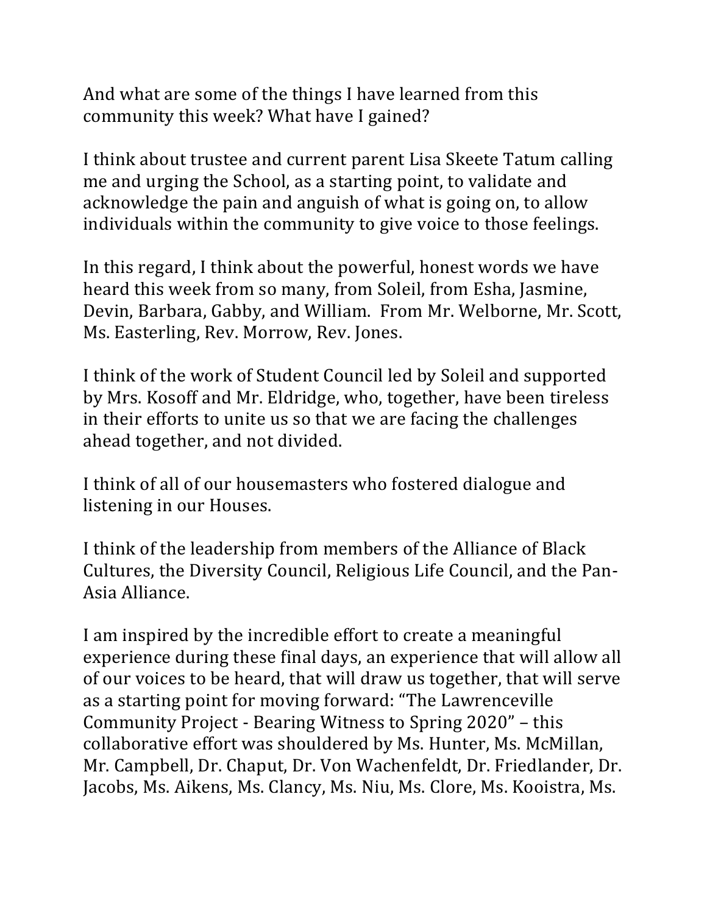And what are some of the things I have learned from this community this week? What have I gained?

I think about trustee and current parent Lisa Skeete Tatum calling me and urging the School, as a starting point, to validate and acknowledge the pain and anguish of what is going on, to allow individuals within the community to give voice to those feelings.

In this regard, I think about the powerful, honest words we have heard this week from so many, from Soleil, from Esha, Jasmine, Devin, Barbara, Gabby, and William. From Mr. Welborne, Mr. Scott, Ms. Easterling, Rev. Morrow, Rev. Jones.

I think of the work of Student Council led by Soleil and supported by Mrs. Kosoff and Mr. Eldridge, who, together, have been tireless in their efforts to unite us so that we are facing the challenges ahead together, and not divided.

I think of all of our housemasters who fostered dialogue and listening in our Houses.

I think of the leadership from members of the Alliance of Black Cultures, the Diversity Council, Religious Life Council, and the Pan-Asia Alliance.

I am inspired by the incredible effort to create a meaningful experience during these final days, an experience that will allow all of our voices to be heard, that will draw us together, that will serve as a starting point for moving forward: "The Lawrenceville Community Project - Bearing Witness to Spring 2020" – this collaborative effort was shouldered by Ms. Hunter, Ms. McMillan, Mr. Campbell, Dr. Chaput, Dr. Von Wachenfeldt, Dr. Friedlander, Dr. Jacobs, Ms. Aikens, Ms. Clancy, Ms. Niu, Ms. Clore, Ms. Kooistra, Ms.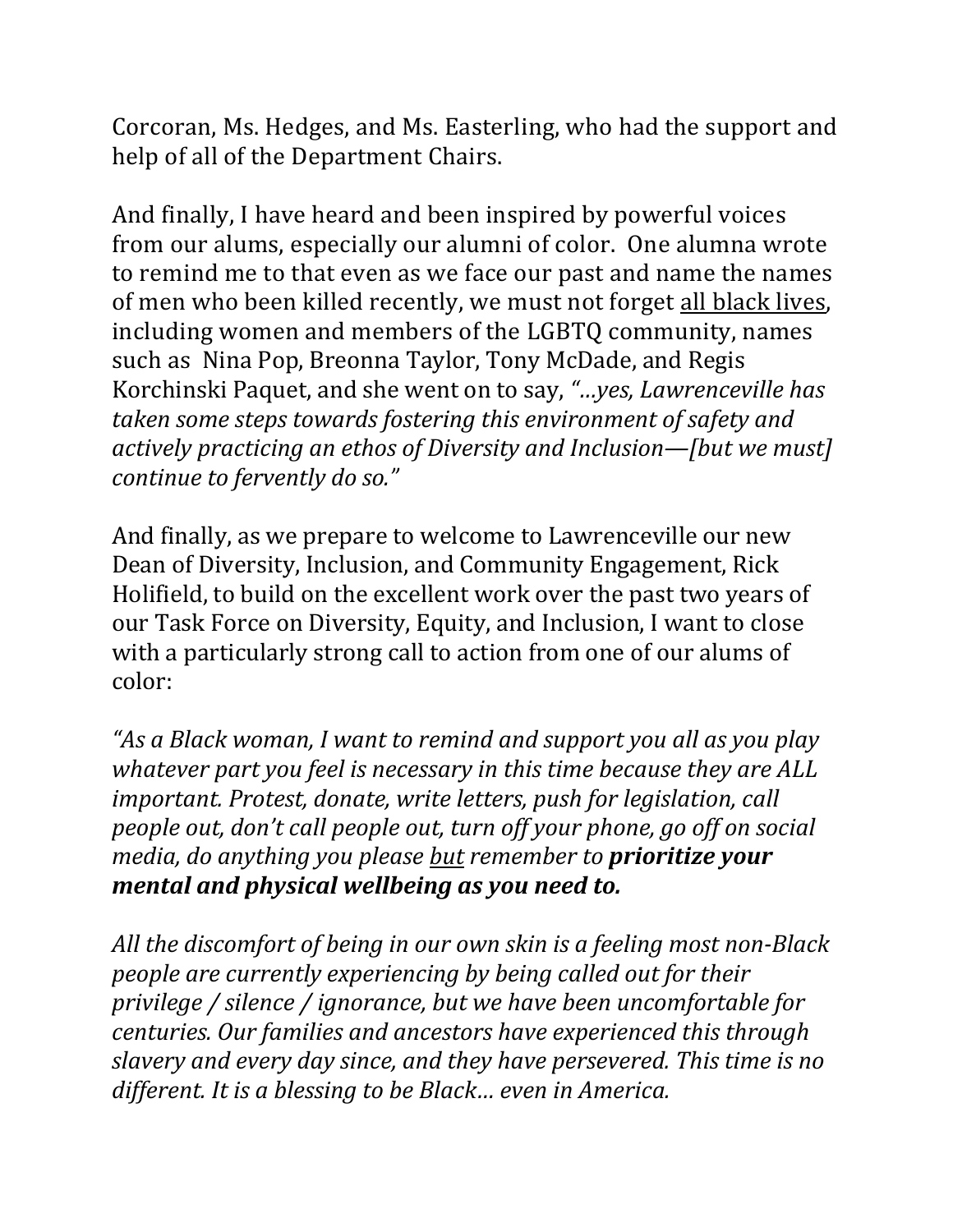Corcoran, Ms. Hedges, and Ms. Easterling, who had the support and help of all of the Department Chairs.

And finally, I have heard and been inspired by powerful voices from our alums, especially our alumni of color. One alumna wrote to remind me to that even as we face our past and name the names of men who been killed recently, we must not forget <u>all black lives</u>, including women and members of the LGBTQ community, names such as Nina Pop, Breonna Taylor, Tony McDade, and Regis Korchinski Paquet, and she went on to say, *"…yes, Lawrenceville has taken some steps towards fostering this environment of safety and actively practicing an ethos of Diversity and Inclusion—[but we must] continue to fervently do so."*

And finally, as we prepare to welcome to Lawrenceville our new Dean of Diversity, Inclusion, and Community Engagement, Rick Holifield, to build on the excellent work over the past two years of our Task Force on Diversity, Equity, and Inclusion, I want to close with a particularly strong call to action from one of our alums of color:

*"As a Black woman, I want to remind and support you all as you play whatever part you feel is necessary in this time because they are ALL important. Protest, donate, write letters, push for legislation, call people out, don't call people out, turn off your phone, go off on social media, do anything you please <u>but</u> remember to **prioritize your mental and physical wellbeing as you need to.***

*All the discomfort of being in our own skin is a feeling most non-Black people are currently experiencing by being called out for their privilege / silence / ignorance, but we have been uncomfortable for centuries. Our families and ancestors have experienced this through slavery and every day since, and they have persevered. This time is no different. It is a blessing to be Black… even in America.*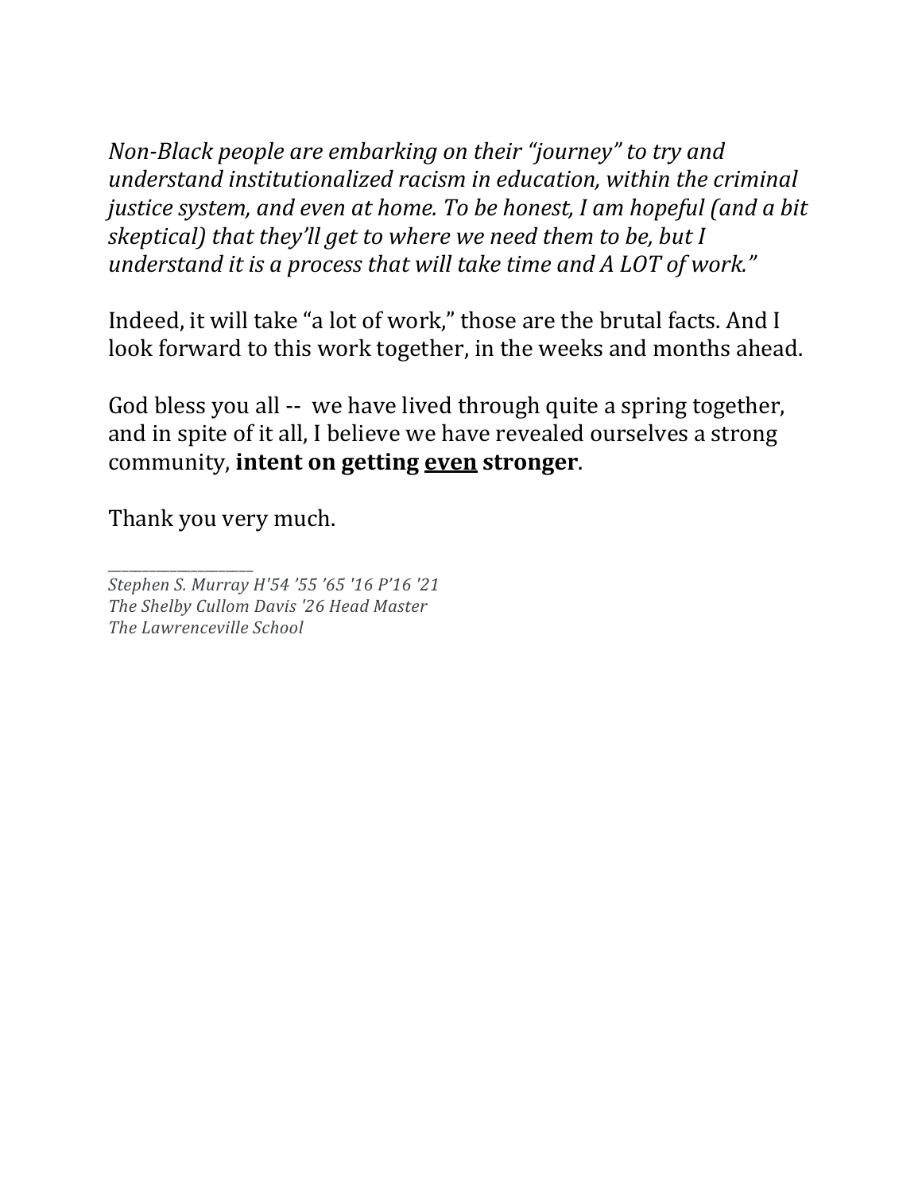*Non-Black people are embarking on their "journey" to try and understand institutionalized racism in education, within the criminal justice system, and even at home. To be honest, I am hopeful (and a bit skeptical) that they'll get to where we need them to be, but I understand it is a process that will take time and A LOT of work."*

Indeed, it will take "a lot of work," those are the brutal facts. And I look forward to this work together, in the weeks and months ahead.

God bless you all -- we have lived through quite a spring together, and in spite of it all, I believe we have revealed ourselves a strong community, **intent on getting <u>even</u> stronger**.

Thank you very much.

---

*Stephen S. Murray H'54 '55 '65 '16 P'16 '21*
*The Shelby Cullom Davis '26 Head Master*
*The Lawrenceville School*